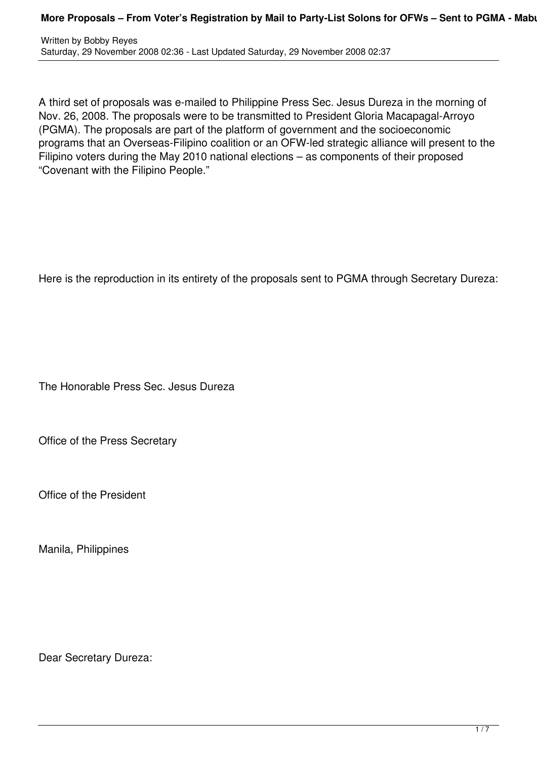# More Proposals – From Voter's Registration by Mail to Party-List Solons for OFWs – Sent to PGMA

Written by Bobby Reyes
Saturday, 29 November 2008 02:36 - Last Updated Saturday, 29 November 2008 02:37

A third set of proposals was e-mailed to Philippine Press Sec. Jesus Dureza in the morning of Nov. 26, 2008. The proposals were to be transmitted to President Gloria Macapagal-Arroyo (PGMA). The proposals are part of the platform of government and the socioeconomic programs that an Overseas-Filipino coalition or an OFW-led strategic alliance will present to the Filipino voters during the May 2010 national elections – as components of their proposed "Covenant with the Filipino People."

Here is the reproduction in its entirety of the proposals sent to PGMA through Secretary Dureza:

The Honorable Press Sec. Jesus Dureza

Office of the Press Secretary

Office of the President

Manila, Philippines

Dear Secretary Dureza: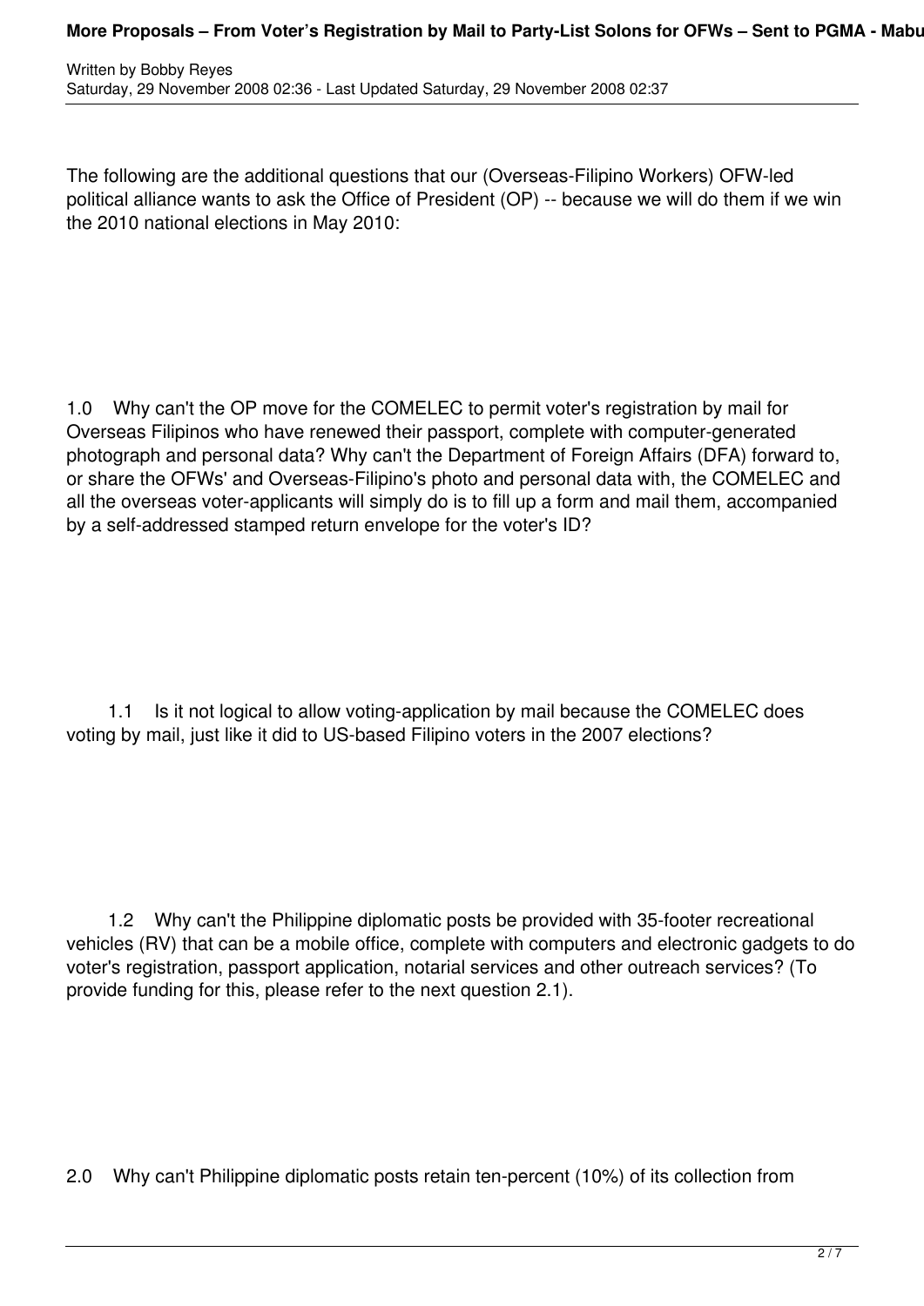The following are the additional questions that our (Overseas-Filipino Workers) OFW-led political alliance wants to ask the Office of President (OP) -- because we will do them if we win the 2010 national elections in May 2010:

1.0 Why can't the OP move for the COMELEC to permit voter's registration by mail for Overseas Filipinos who have renewed their passport, complete with computer-generated photograph and personal data? Why can't the Department of Foreign Affairs (DFA) forward to, or share the OFWs' and Overseas-Filipino's photo and personal data with, the COMELEC and all the overseas voter-applicants will simply do is to fill up a form and mail them, accompanied by a self-addressed stamped return envelope for the voter's ID?

1.1 Is it not logical to allow voting-application by mail because the COMELEC does voting by mail, just like it did to US-based Filipino voters in the 2007 elections?

1.2 Why can't the Philippine diplomatic posts be provided with 35-footer recreational vehicles (RV) that can be a mobile office, complete with computers and electronic gadgets to do voter's registration, passport application, notarial services and other outreach services? (To provide funding for this, please refer to the next question 2.1).

2.0 Why can't Philippine diplomatic posts retain ten-percent (10%) of its collection from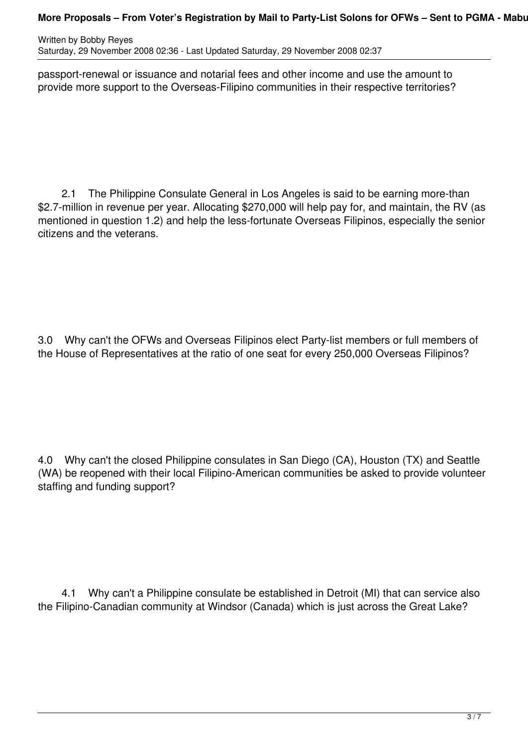passport-renewal or issuance and notarial fees and other income and use the amount to provide more support to the Overseas-Filipino communities in their respective territories?

2.1 The Philippine Consulate General in Los Angeles is said to be earning more-than $2.7-million in revenue per year. Allocating $270,000 will help pay for, and maintain, the RV (as mentioned in question 1.2) and help the less-fortunate Overseas Filipinos, especially the senior citizens and the veterans.

3.0 Why can't the OFWs and Overseas Filipinos elect Party-list members or full members of the House of Representatives at the ratio of one seat for every 250,000 Overseas Filipinos?

4.0 Why can't the closed Philippine consulates in San Diego (CA), Houston (TX) and Seattle (WA) be reopened with their local Filipino-American communities be asked to provide volunteer staffing and funding support?

4.1 Why can't a Philippine consulate be established in Detroit (MI) that can service also the Filipino-Canadian community at Windsor (Canada) which is just across the Great Lake?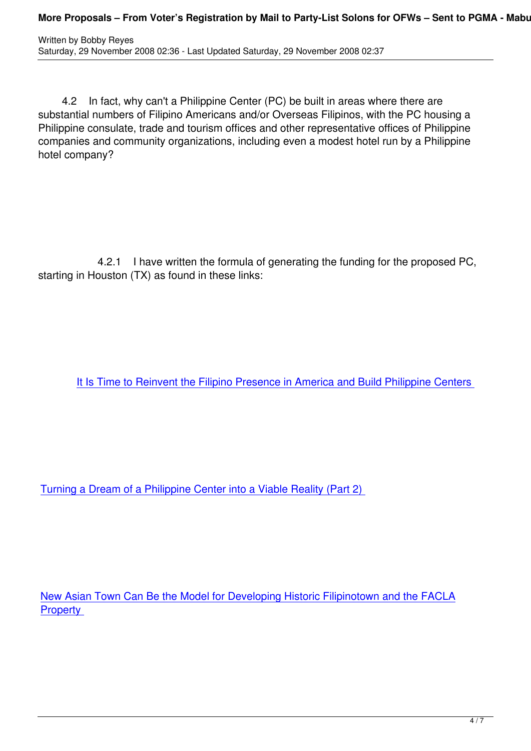4.2 In fact, why can't a Philippine Center (PC) be built in areas where there are substantial numbers of Filipino Americans and/or Overseas Filipinos, with the PC housing a Philippine consulate, trade and tourism offices and other representative offices of Philippine companies and community organizations, including even a modest hotel run by a Philippine hotel company?

4.2.1 I have written the formula of generating the funding for the proposed PC, starting in Houston (TX) as found in these links:

It Is Time to Reinvent the Filipino Presence in America and Build Philippine Centers

Turning a Dream of a Philippine Center into a Viable Reality (Part 2)

New Asian Town Can Be the Model for Developing Historic Filipinotown and the FACLA Property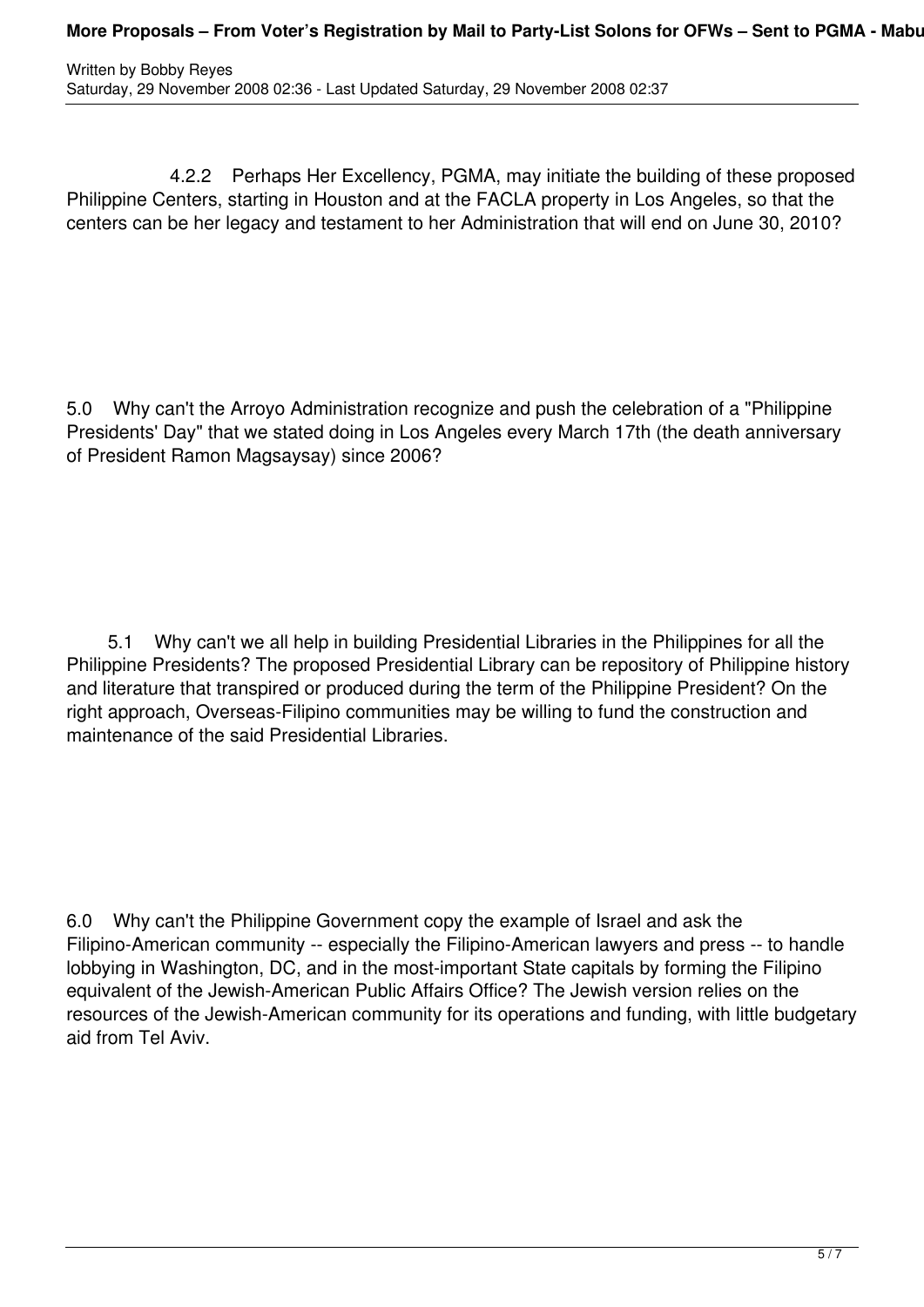4.2.2 Perhaps Her Excellency, PGMA, may initiate the building of these proposed Philippine Centers, starting in Houston and at the FACLA property in Los Angeles, so that the centers can be her legacy and testament to her Administration that will end on June 30, 2010?

5.0 Why can't the Arroyo Administration recognize and push the celebration of a "Philippine Presidents' Day" that we stated doing in Los Angeles every March 17th (the death anniversary of President Ramon Magsaysay) since 2006?

5.1 Why can't we all help in building Presidential Libraries in the Philippines for all the Philippine Presidents? The proposed Presidential Library can be repository of Philippine history and literature that transpired or produced during the term of the Philippine President? On the right approach, Overseas-Filipino communities may be willing to fund the construction and maintenance of the said Presidential Libraries.

6.0 Why can't the Philippine Government copy the example of Israel and ask the Filipino-American community -- especially the Filipino-American lawyers and press -- to handle lobbying in Washington, DC, and in the most-important State capitals by forming the Filipino equivalent of the Jewish-American Public Affairs Office? The Jewish version relies on the resources of the Jewish-American community for its operations and funding, with little budgetary aid from Tel Aviv.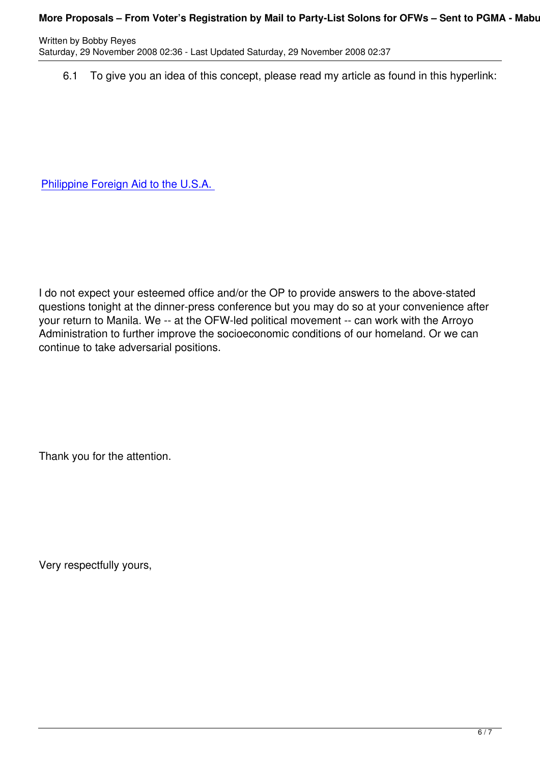6.1 To give you an idea of this concept, please read my article as found in this hyperlink:

Philippine Foreign Aid to the U.S.A.

I do not expect your esteemed office and/or the OP to provide answers to the above-stated questions tonight at the dinner-press conference but you may do so at your convenience after your return to Manila. We -- at the OFW-led political movement -- can work with the Arroyo Administration to further improve the socioeconomic conditions of our homeland. Or we can continue to take adversarial positions.

Thank you for the attention.

Very respectfully yours,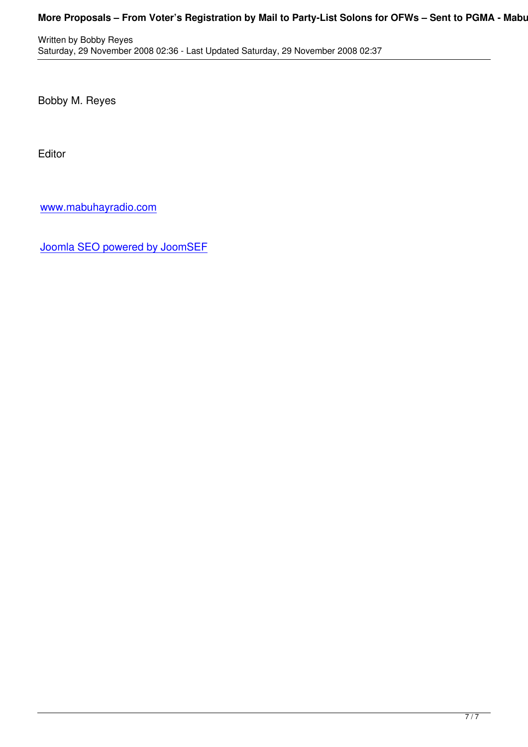Bobby M. Reyes

Editor

[www.mabuhayradio.com](http://www.mabuhayradio.com)

[Joomla SEO powered by JoomSEF](http://www.artio.net/en/joomla-extensions/artio-joomsef)